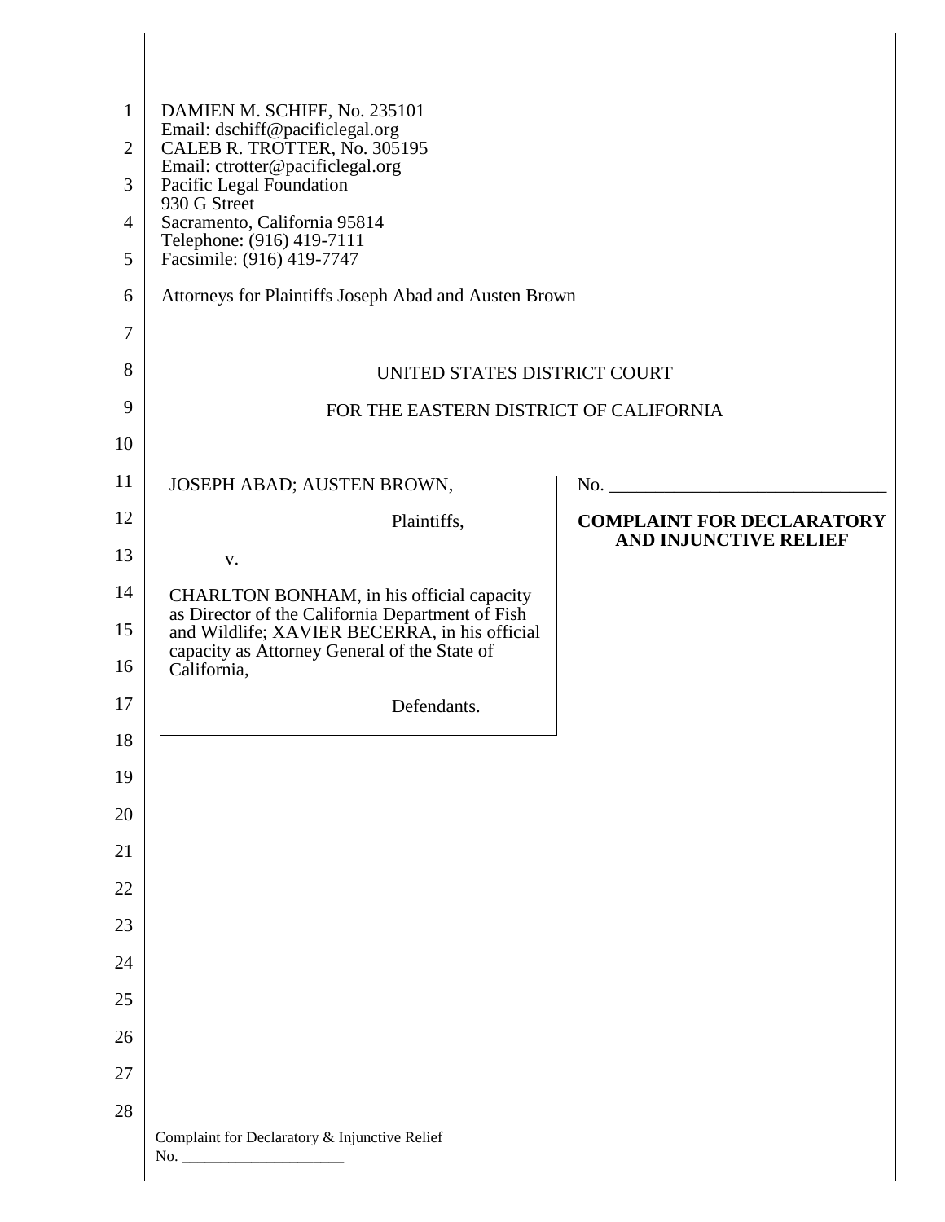DAMIEN M. SCHIFF, No. 235101
Email: dschiff@pacificlegal.org
CALEB R. TROTTER, No. 305195
Email: ctrotter@pacificlegal.org
Pacific Legal Foundation
930 G Street
Sacramento, California 95814
Telephone: (916) 419-7111
Facsimile: (916) 419-7747

Attorneys for Plaintiffs Joseph Abad and Austen Brown

UNITED STATES DISTRICT COURT

FOR THE EASTERN DISTRICT OF CALIFORNIA

JOSEPH ABAD; AUSTEN BROWN,

Plaintiffs,

v.

CHARLTON BONHAM, in his official capacity as Director of the California Department of Fish and Wildlife; XAVIER BECERRA, in his official capacity as Attorney General of the State of California,

Defendants.

No. ______________________________

**COMPLAINT FOR DECLARATORY AND INJUNCTIVE RELIEF**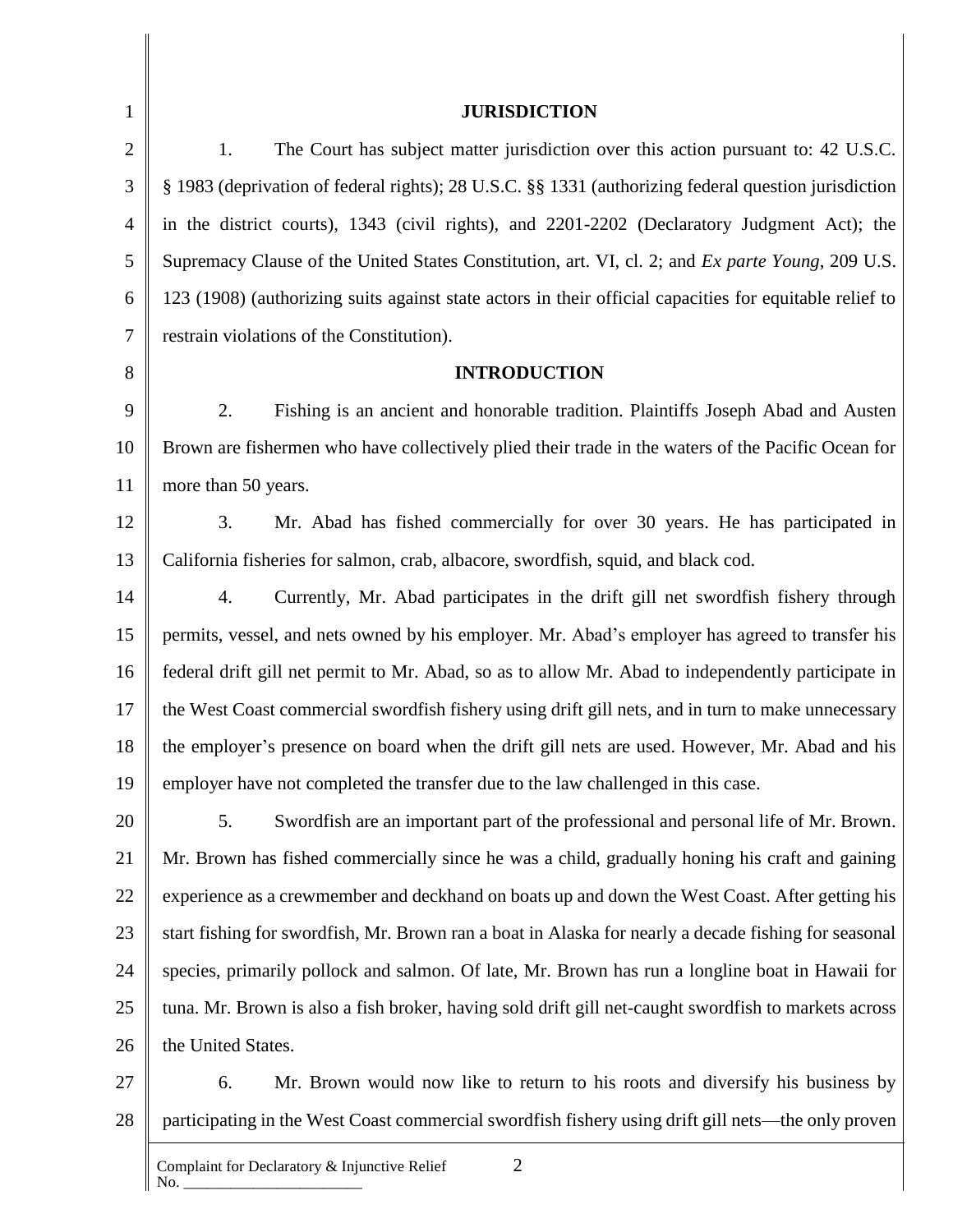## JURISDICTION

1. The Court has subject matter jurisdiction over this action pursuant to: 42 U.S.C. § 1983 (deprivation of federal rights); 28 U.S.C. §§ 1331 (authorizing federal question jurisdiction in the district courts), 1343 (civil rights), and 2201-2202 (Declaratory Judgment Act); the Supremacy Clause of the United States Constitution, art. VI, cl. 2; and *Ex parte Young*, 209 U.S. 123 (1908) (authorizing suits against state actors in their official capacities for equitable relief to restrain violations of the Constitution).

## INTRODUCTION

2. Fishing is an ancient and honorable tradition. Plaintiffs Joseph Abad and Austen Brown are fishermen who have collectively plied their trade in the waters of the Pacific Ocean for more than 50 years.

3. Mr. Abad has fished commercially for over 30 years. He has participated in California fisheries for salmon, crab, albacore, swordfish, squid, and black cod.

4. Currently, Mr. Abad participates in the drift gill net swordfish fishery through permits, vessel, and nets owned by his employer. Mr. Abad's employer has agreed to transfer his federal drift gill net permit to Mr. Abad, so as to allow Mr. Abad to independently participate in the West Coast commercial swordfish fishery using drift gill nets, and in turn to make unnecessary the employer's presence on board when the drift gill nets are used. However, Mr. Abad and his employer have not completed the transfer due to the law challenged in this case.

5. Swordfish are an important part of the professional and personal life of Mr. Brown. Mr. Brown has fished commercially since he was a child, gradually honing his craft and gaining experience as a crewmember and deckhand on boats up and down the West Coast. After getting his start fishing for swordfish, Mr. Brown ran a boat in Alaska for nearly a decade fishing for seasonal species, primarily pollock and salmon. Of late, Mr. Brown has run a longline boat in Hawaii for tuna. Mr. Brown is also a fish broker, having sold drift gill net-caught swordfish to markets across the United States.

6. Mr. Brown would now like to return to his roots and diversify his business by participating in the West Coast commercial swordfish fishery using drift gill nets—the only proven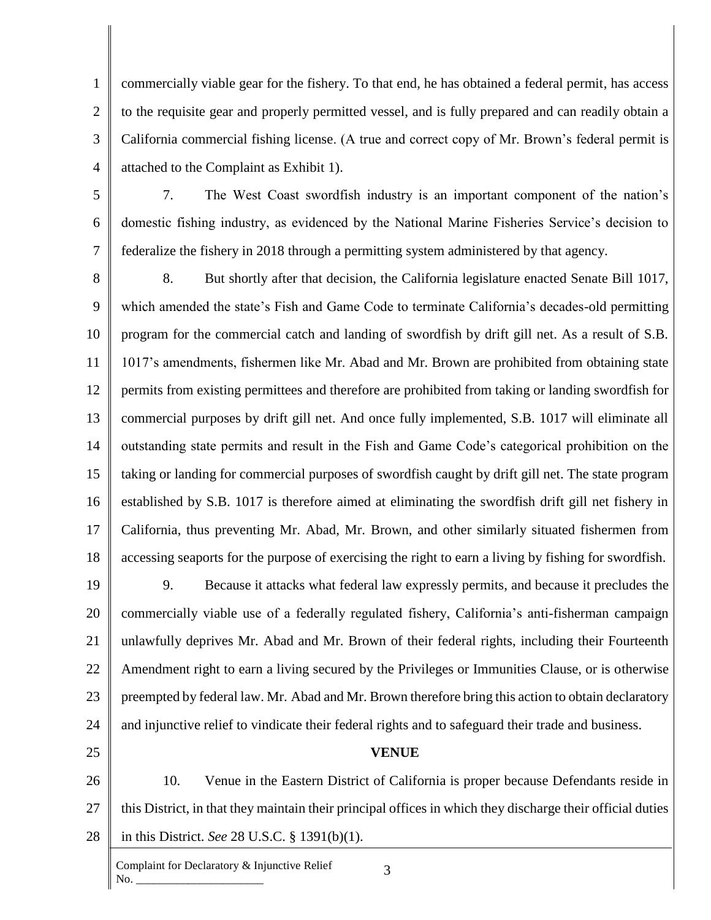commercially viable gear for the fishery. To that end, he has obtained a federal permit, has access to the requisite gear and properly permitted vessel, and is fully prepared and can readily obtain a California commercial fishing license. (A true and correct copy of Mr. Brown's federal permit is attached to the Complaint as Exhibit 1).

7. The West Coast swordfish industry is an important component of the nation's domestic fishing industry, as evidenced by the National Marine Fisheries Service's decision to federalize the fishery in 2018 through a permitting system administered by that agency.

8. But shortly after that decision, the California legislature enacted Senate Bill 1017, which amended the state's Fish and Game Code to terminate California's decades-old permitting program for the commercial catch and landing of swordfish by drift gill net. As a result of S.B. 1017's amendments, fishermen like Mr. Abad and Mr. Brown are prohibited from obtaining state permits from existing permittees and therefore are prohibited from taking or landing swordfish for commercial purposes by drift gill net. And once fully implemented, S.B. 1017 will eliminate all outstanding state permits and result in the Fish and Game Code's categorical prohibition on the taking or landing for commercial purposes of swordfish caught by drift gill net. The state program established by S.B. 1017 is therefore aimed at eliminating the swordfish drift gill net fishery in California, thus preventing Mr. Abad, Mr. Brown, and other similarly situated fishermen from accessing seaports for the purpose of exercising the right to earn a living by fishing for swordfish.

9. Because it attacks what federal law expressly permits, and because it precludes the commercially viable use of a federally regulated fishery, California's anti-fisherman campaign unlawfully deprives Mr. Abad and Mr. Brown of their federal rights, including their Fourteenth Amendment right to earn a living secured by the Privileges or Immunities Clause, or is otherwise preempted by federal law. Mr. Abad and Mr. Brown therefore bring this action to obtain declaratory and injunctive relief to vindicate their federal rights and to safeguard their trade and business.

## VENUE

10. Venue in the Eastern District of California is proper because Defendants reside in this District, in that they maintain their principal offices in which they discharge their official duties in this District. *See* 28 U.S.C. § 1391(b)(1).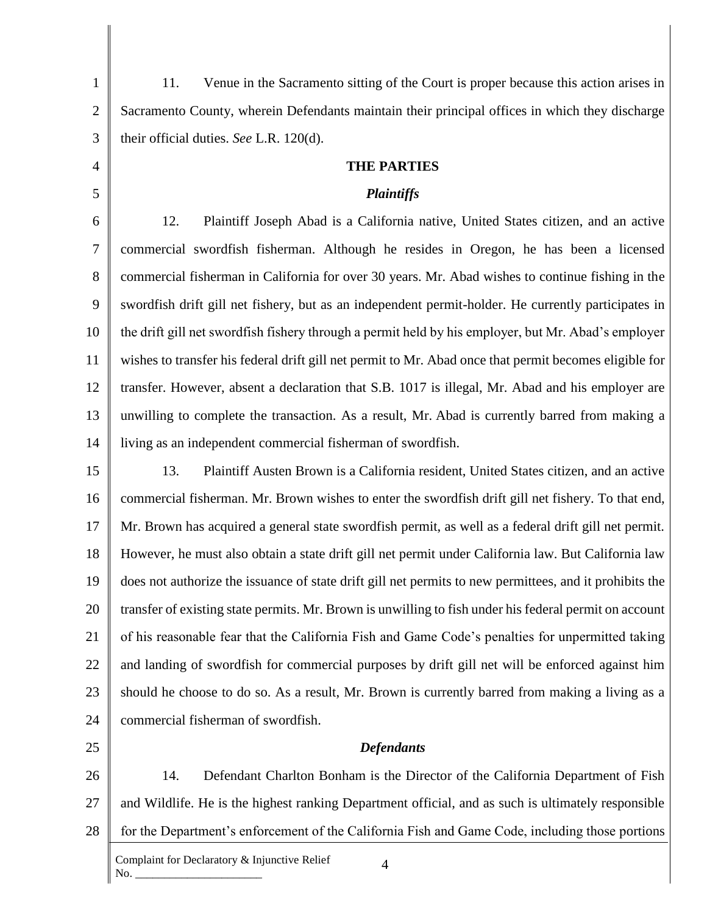11. Venue in the Sacramento sitting of the Court is proper because this action arises in Sacramento County, wherein Defendants maintain their principal offices in which they discharge their official duties. *See* L.R. 120(d).

## THE PARTIES

### *Plaintiffs*

12. Plaintiff Joseph Abad is a California native, United States citizen, and an active commercial swordfish fisherman. Although he resides in Oregon, he has been a licensed commercial fisherman in California for over 30 years. Mr. Abad wishes to continue fishing in the swordfish drift gill net fishery, but as an independent permit-holder. He currently participates in the drift gill net swordfish fishery through a permit held by his employer, but Mr. Abad's employer wishes to transfer his federal drift gill net permit to Mr. Abad once that permit becomes eligible for transfer. However, absent a declaration that S.B. 1017 is illegal, Mr. Abad and his employer are unwilling to complete the transaction. As a result, Mr. Abad is currently barred from making a living as an independent commercial fisherman of swordfish.

13. Plaintiff Austen Brown is a California resident, United States citizen, and an active commercial fisherman. Mr. Brown wishes to enter the swordfish drift gill net fishery. To that end, Mr. Brown has acquired a general state swordfish permit, as well as a federal drift gill net permit. However, he must also obtain a state drift gill net permit under California law. But California law does not authorize the issuance of state drift gill net permits to new permittees, and it prohibits the transfer of existing state permits. Mr. Brown is unwilling to fish under his federal permit on account of his reasonable fear that the California Fish and Game Code's penalties for unpermitted taking and landing of swordfish for commercial purposes by drift gill net will be enforced against him should he choose to do so. As a result, Mr. Brown is currently barred from making a living as a commercial fisherman of swordfish.

### *Defendants*

14. Defendant Charlton Bonham is the Director of the California Department of Fish and Wildlife. He is the highest ranking Department official, and as such is ultimately responsible for the Department's enforcement of the California Fish and Game Code, including those portions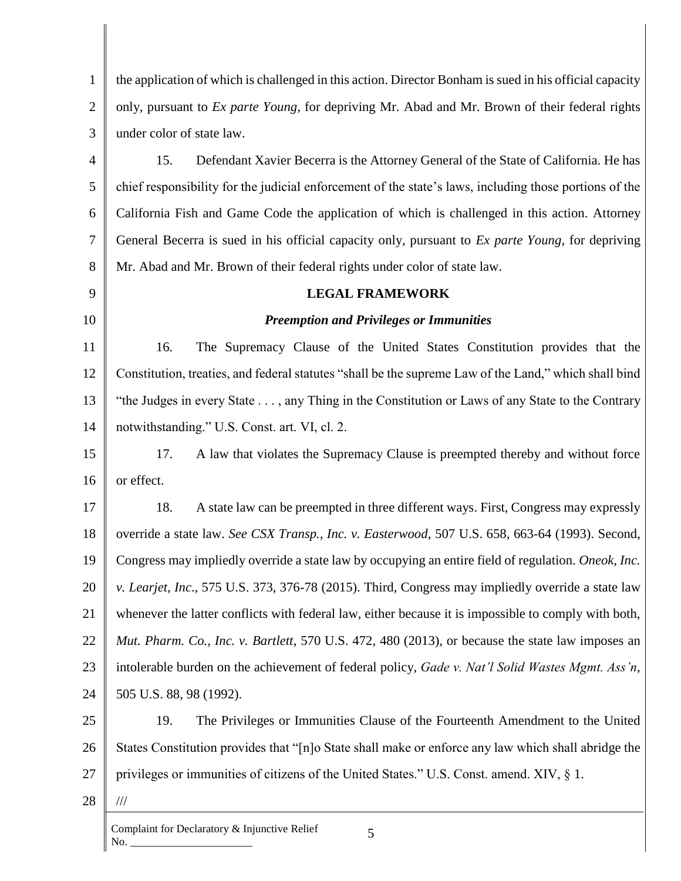the application of which is challenged in this action. Director Bonham is sued in his official capacity only, pursuant to *Ex parte Young*, for depriving Mr. Abad and Mr. Brown of their federal rights under color of state law.

15. Defendant Xavier Becerra is the Attorney General of the State of California. He has chief responsibility for the judicial enforcement of the state's laws, including those portions of the California Fish and Game Code the application of which is challenged in this action. Attorney General Becerra is sued in his official capacity only, pursuant to *Ex parte Young*, for depriving Mr. Abad and Mr. Brown of their federal rights under color of state law.

## LEGAL FRAMEWORK

### *Preemption and Privileges or Immunities*

16. The Supremacy Clause of the United States Constitution provides that the Constitution, treaties, and federal statutes "shall be the supreme Law of the Land," which shall bind "the Judges in every State . . . , any Thing in the Constitution or Laws of any State to the Contrary notwithstanding." U.S. Const. art. VI, cl. 2.

17. A law that violates the Supremacy Clause is preempted thereby and without force or effect.

18. A state law can be preempted in three different ways. First, Congress may expressly override a state law. *See CSX Transp., Inc. v. Easterwood*, 507 U.S. 658, 663-64 (1993). Second, Congress may impliedly override a state law by occupying an entire field of regulation. *Oneok, Inc. v. Learjet, Inc*., 575 U.S. 373, 376-78 (2015). Third, Congress may impliedly override a state law whenever the latter conflicts with federal law, either because it is impossible to comply with both, *Mut. Pharm. Co., Inc. v. Bartlett*, 570 U.S. 472, 480 (2013), or because the state law imposes an intolerable burden on the achievement of federal policy, *Gade v. Nat'l Solid Wastes Mgmt. Ass'n*, 505 U.S. 88, 98 (1992).

19. The Privileges or Immunities Clause of the Fourteenth Amendment to the United States Constitution provides that "[n]o State shall make or enforce any law which shall abridge the privileges or immunities of citizens of the United States." U.S. Const. amend. XIV, § 1.

///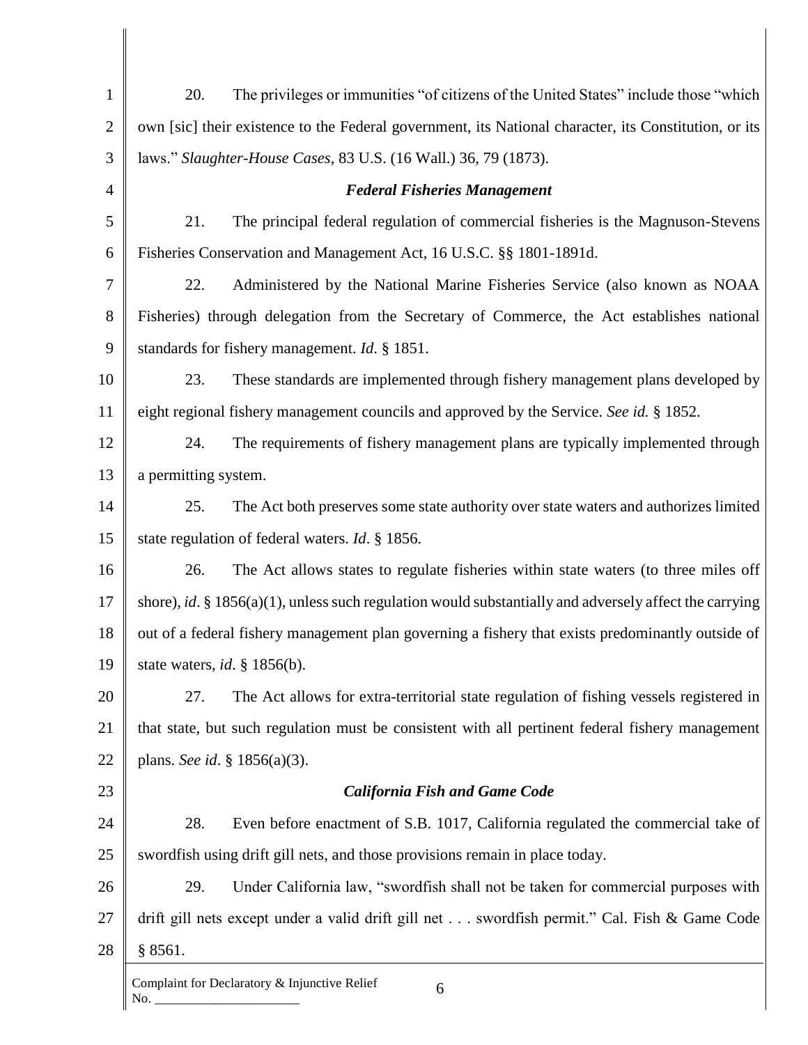20. The privileges or immunities "of citizens of the United States" include those "which own [sic] their existence to the Federal government, its National character, its Constitution, or its laws." *Slaughter-House Cases*, 83 U.S. (16 Wall.) 36, 79 (1873).

***Federal Fisheries Management***

21. The principal federal regulation of commercial fisheries is the Magnuson-Stevens Fisheries Conservation and Management Act, 16 U.S.C. §§ 1801-1891d.

22. Administered by the National Marine Fisheries Service (also known as NOAA Fisheries) through delegation from the Secretary of Commerce, the Act establishes national standards for fishery management. *Id*. § 1851.

23. These standards are implemented through fishery management plans developed by eight regional fishery management councils and approved by the Service. *See id.* § 1852.

24. The requirements of fishery management plans are typically implemented through a permitting system.

25. The Act both preserves some state authority over state waters and authorizes limited state regulation of federal waters. *Id*. § 1856.

26. The Act allows states to regulate fisheries within state waters (to three miles off shore), *id*. § 1856(a)(1), unless such regulation would substantially and adversely affect the carrying out of a federal fishery management plan governing a fishery that exists predominantly outside of state waters, *id*. § 1856(b).

27. The Act allows for extra-territorial state regulation of fishing vessels registered in that state, but such regulation must be consistent with all pertinent federal fishery management plans. *See id*. § 1856(a)(3).

***California Fish and Game Code***

28. Even before enactment of S.B. 1017, California regulated the commercial take of swordfish using drift gill nets, and those provisions remain in place today.

29. Under California law, "swordfish shall not be taken for commercial purposes with drift gill nets except under a valid drift gill net . . . swordfish permit." Cal. Fish & Game Code § 8561.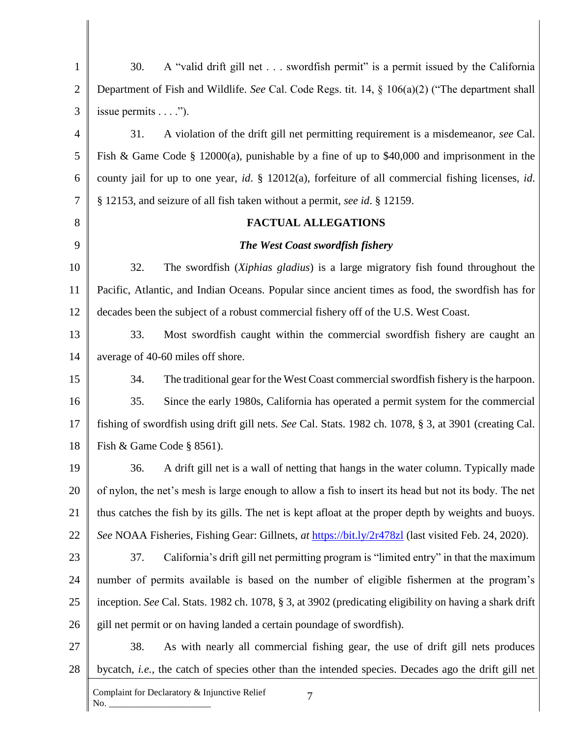30. A "valid drift gill net . . . swordfish permit" is a permit issued by the California Department of Fish and Wildlife. *See* Cal. Code Regs. tit. 14, § 106(a)(2) ("The department shall issue permits . . . .").

31. A violation of the drift gill net permitting requirement is a misdemeanor, *see* Cal. Fish & Game Code § 12000(a), punishable by a fine of up to $40,000 and imprisonment in the county jail for up to one year, *id*. § 12012(a), forfeiture of all commercial fishing licenses, *id*. § 12153, and seizure of all fish taken without a permit, *see id*. § 12159.

## FACTUAL ALLEGATIONS

### *The West Coast swordfish fishery*

32. The swordfish (*Xiphias gladius*) is a large migratory fish found throughout the Pacific, Atlantic, and Indian Oceans. Popular since ancient times as food, the swordfish has for decades been the subject of a robust commercial fishery off of the U.S. West Coast.

33. Most swordfish caught within the commercial swordfish fishery are caught an average of 40-60 miles off shore.

34. The traditional gear for the West Coast commercial swordfish fishery is the harpoon.

35. Since the early 1980s, California has operated a permit system for the commercial fishing of swordfish using drift gill nets. *See* Cal. Stats. 1982 ch. 1078, § 3, at 3901 (creating Cal. Fish & Game Code § 8561).

36. A drift gill net is a wall of netting that hangs in the water column. Typically made of nylon, the net's mesh is large enough to allow a fish to insert its head but not its body. The net thus catches the fish by its gills. The net is kept afloat at the proper depth by weights and buoys. *See* NOAA Fisheries, Fishing Gear: Gillnets, *at* https://bit.ly/2r478zl (last visited Feb. 24, 2020).

37. California's drift gill net permitting program is "limited entry" in that the maximum number of permits available is based on the number of eligible fishermen at the program's inception. *See* Cal. Stats. 1982 ch. 1078, § 3, at 3902 (predicating eligibility on having a shark drift gill net permit or on having landed a certain poundage of swordfish).

38. As with nearly all commercial fishing gear, the use of drift gill nets produces bycatch, *i.e.*, the catch of species other than the intended species. Decades ago the drift gill net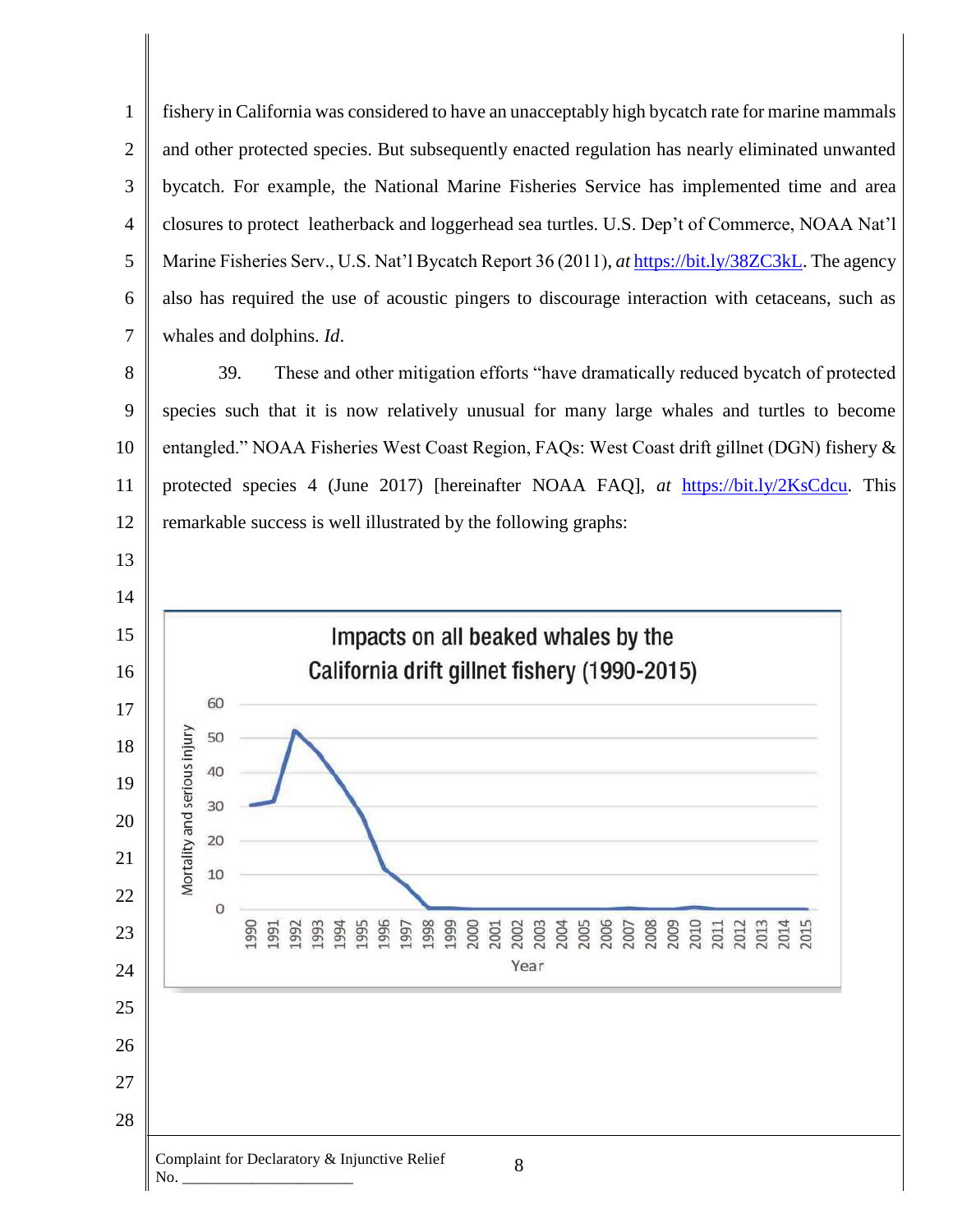fishery in California was considered to have an unacceptably high bycatch rate for marine mammals and other protected species. But subsequently enacted regulation has nearly eliminated unwanted bycatch. For example, the National Marine Fisheries Service has implemented time and area closures to protect leatherback and loggerhead sea turtles. U.S. Dep't of Commerce, NOAA Nat'l Marine Fisheries Serv., U.S. Nat'l Bycatch Report 36 (2011), *at* https://bit.ly/38ZC3kL. The agency also has required the use of acoustic pingers to discourage interaction with cetaceans, such as whales and dolphins. *Id*.

39. These and other mitigation efforts "have dramatically reduced bycatch of protected species such that it is now relatively unusual for many large whales and turtles to become entangled." NOAA Fisheries West Coast Region, FAQs: West Coast drift gillnet (DGN) fishery & protected species 4 (June 2017) [hereinafter NOAA FAQ], *at* https://bit.ly/2KsCdcu. This remarkable success is well illustrated by the following graphs:

Impacts on all beaked whales by the California drift gillnet fishery (1990-2015)

Mortality and serious injury

0
10
20
30
40
50
60

1990 1991 1992 1993 1994 1995 1996 1997 1998 1999 2000 2001 2002 2003 2004 2005 2006 2007 2008 2009 2010 2011 2012 2013 2014 2015

Year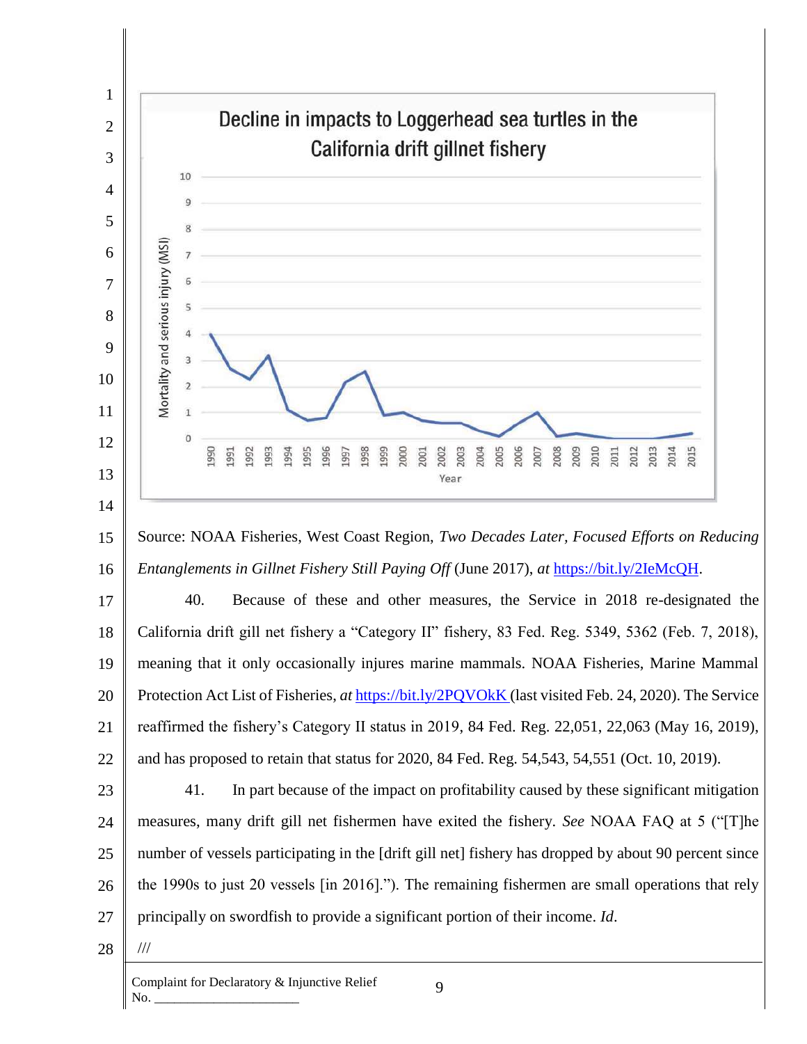Decline in impacts to Loggerhead sea turtles in the California drift gillnet fishery

Mortality and serious injury (MSI)

10
9
8
7
6
5
4
3
2
1
0

1990 1991 1992 1993 1994 1995 1996 1997 1998 1999 2000 2001 2002 2003 2004 2005 2006 2007 2008 2009 2010 2011 2012 2013 2014 2015

Year

Source: NOAA Fisheries, West Coast Region, *Two Decades Later, Focused Efforts on Reducing Entanglements in Gillnet Fishery Still Paying Off* (June 2017), *at* https://bit.ly/2IeMcQH.

40. Because of these and other measures, the Service in 2018 re-designated the California drift gill net fishery a "Category II" fishery, 83 Fed. Reg. 5349, 5362 (Feb. 7, 2018), meaning that it only occasionally injures marine mammals. NOAA Fisheries, Marine Mammal Protection Act List of Fisheries, *at* https://bit.ly/2PQVOkK (last visited Feb. 24, 2020). The Service reaffirmed the fishery's Category II status in 2019, 84 Fed. Reg. 22,051, 22,063 (May 16, 2019), and has proposed to retain that status for 2020, 84 Fed. Reg. 54,543, 54,551 (Oct. 10, 2019).

41. In part because of the impact on profitability caused by these significant mitigation measures, many drift gill net fishermen have exited the fishery. *See* NOAA FAQ at 5 ("[T]he number of vessels participating in the [drift gill net] fishery has dropped by about 90 percent since the 1990s to just 20 vessels [in 2016]."). The remaining fishermen are small operations that rely principally on swordfish to provide a significant portion of their income. *Id*.

///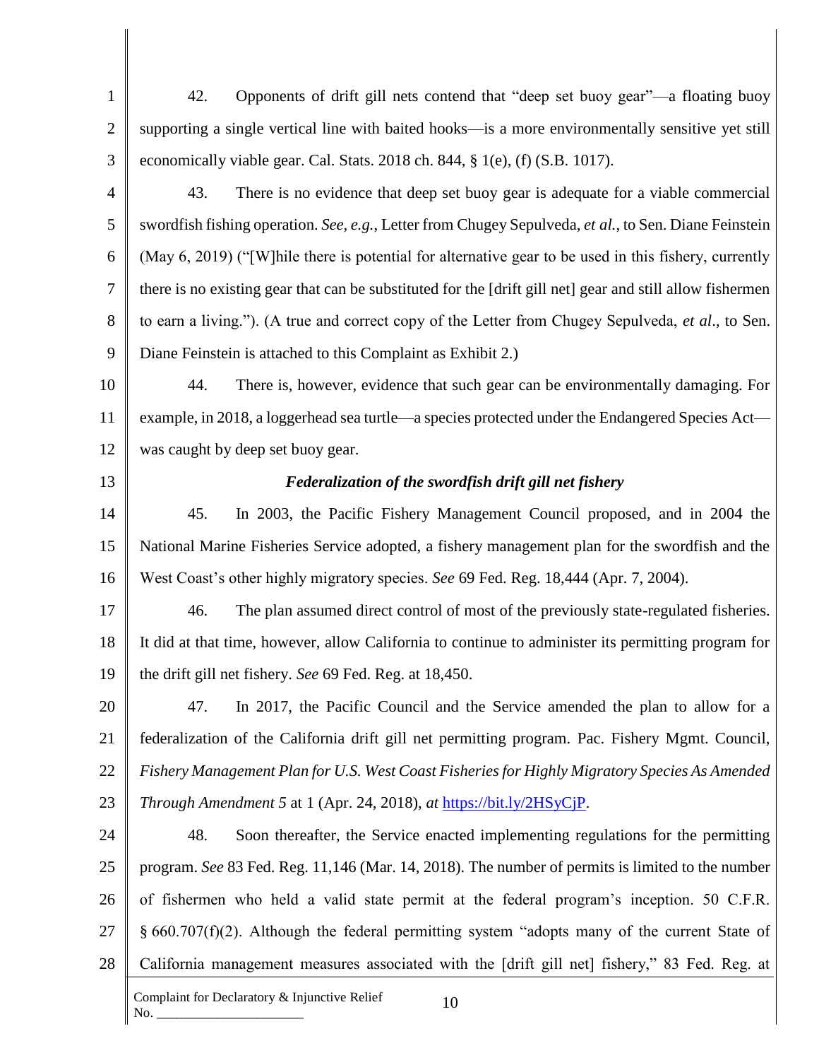42. Opponents of drift gill nets contend that "deep set buoy gear"—a floating buoy supporting a single vertical line with baited hooks—is a more environmentally sensitive yet still economically viable gear. Cal. Stats. 2018 ch. 844, § 1(e), (f) (S.B. 1017).

43. There is no evidence that deep set buoy gear is adequate for a viable commercial swordfish fishing operation. *See, e.g.*, Letter from Chugey Sepulveda, *et al.*, to Sen. Diane Feinstein (May 6, 2019) ("[W]hile there is potential for alternative gear to be used in this fishery, currently there is no existing gear that can be substituted for the [drift gill net] gear and still allow fishermen to earn a living."). (A true and correct copy of the Letter from Chugey Sepulveda, *et al*., to Sen. Diane Feinstein is attached to this Complaint as Exhibit 2.)

44. There is, however, evidence that such gear can be environmentally damaging. For example, in 2018, a loggerhead sea turtle—a species protected under the Endangered Species Act—was caught by deep set buoy gear.

***Federalization of the swordfish drift gill net fishery***

45. In 2003, the Pacific Fishery Management Council proposed, and in 2004 the National Marine Fisheries Service adopted, a fishery management plan for the swordfish and the West Coast's other highly migratory species. *See* 69 Fed. Reg. 18,444 (Apr. 7, 2004).

46. The plan assumed direct control of most of the previously state-regulated fisheries. It did at that time, however, allow California to continue to administer its permitting program for the drift gill net fishery. *See* 69 Fed. Reg. at 18,450.

47. In 2017, the Pacific Council and the Service amended the plan to allow for a federalization of the California drift gill net permitting program. Pac. Fishery Mgmt. Council, *Fishery Management Plan for U.S. West Coast Fisheries for Highly Migratory Species As Amended Through Amendment 5* at 1 (Apr. 24, 2018), *at* https://bit.ly/2HSyCjP.

48. Soon thereafter, the Service enacted implementing regulations for the permitting program. *See* 83 Fed. Reg. 11,146 (Mar. 14, 2018). The number of permits is limited to the number of fishermen who held a valid state permit at the federal program's inception. 50 C.F.R. § 660.707(f)(2). Although the federal permitting system "adopts many of the current State of California management measures associated with the [drift gill net] fishery," 83 Fed. Reg. at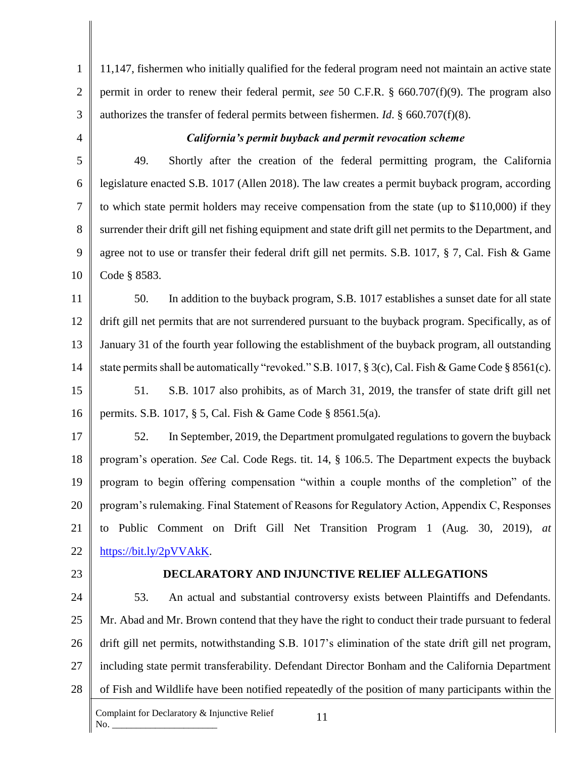11,147, fishermen who initially qualified for the federal program need not maintain an active state permit in order to renew their federal permit, *see* 50 C.F.R. § 660.707(f)(9). The program also authorizes the transfer of federal permits between fishermen. *Id*. § 660.707(f)(8).

***California's permit buyback and permit revocation scheme***

49. Shortly after the creation of the federal permitting program, the California legislature enacted S.B. 1017 (Allen 2018). The law creates a permit buyback program, according to which state permit holders may receive compensation from the state (up to $110,000) if they surrender their drift gill net fishing equipment and state drift gill net permits to the Department, and agree not to use or transfer their federal drift gill net permits. S.B. 1017, § 7, Cal. Fish & Game Code § 8583.

50. In addition to the buyback program, S.B. 1017 establishes a sunset date for all state drift gill net permits that are not surrendered pursuant to the buyback program. Specifically, as of January 31 of the fourth year following the establishment of the buyback program, all outstanding state permits shall be automatically "revoked." S.B. 1017, § 3(c), Cal. Fish & Game Code § 8561(c).

51. S.B. 1017 also prohibits, as of March 31, 2019, the transfer of state drift gill net permits. S.B. 1017, § 5, Cal. Fish & Game Code § 8561.5(a).

52. In September, 2019, the Department promulgated regulations to govern the buyback program's operation. *See* Cal. Code Regs. tit. 14, § 106.5. The Department expects the buyback program to begin offering compensation "within a couple months of the completion" of the program's rulemaking. Final Statement of Reasons for Regulatory Action, Appendix C, Responses to Public Comment on Drift Gill Net Transition Program 1 (Aug. 30, 2019), *at* https://bit.ly/2pVVAkK.

**DECLARATORY AND INJUNCTIVE RELIEF ALLEGATIONS**

53. An actual and substantial controversy exists between Plaintiffs and Defendants. Mr. Abad and Mr. Brown contend that they have the right to conduct their trade pursuant to federal drift gill net permits, notwithstanding S.B. 1017's elimination of the state drift gill net program, including state permit transferability. Defendant Director Bonham and the California Department of Fish and Wildlife have been notified repeatedly of the position of many participants within the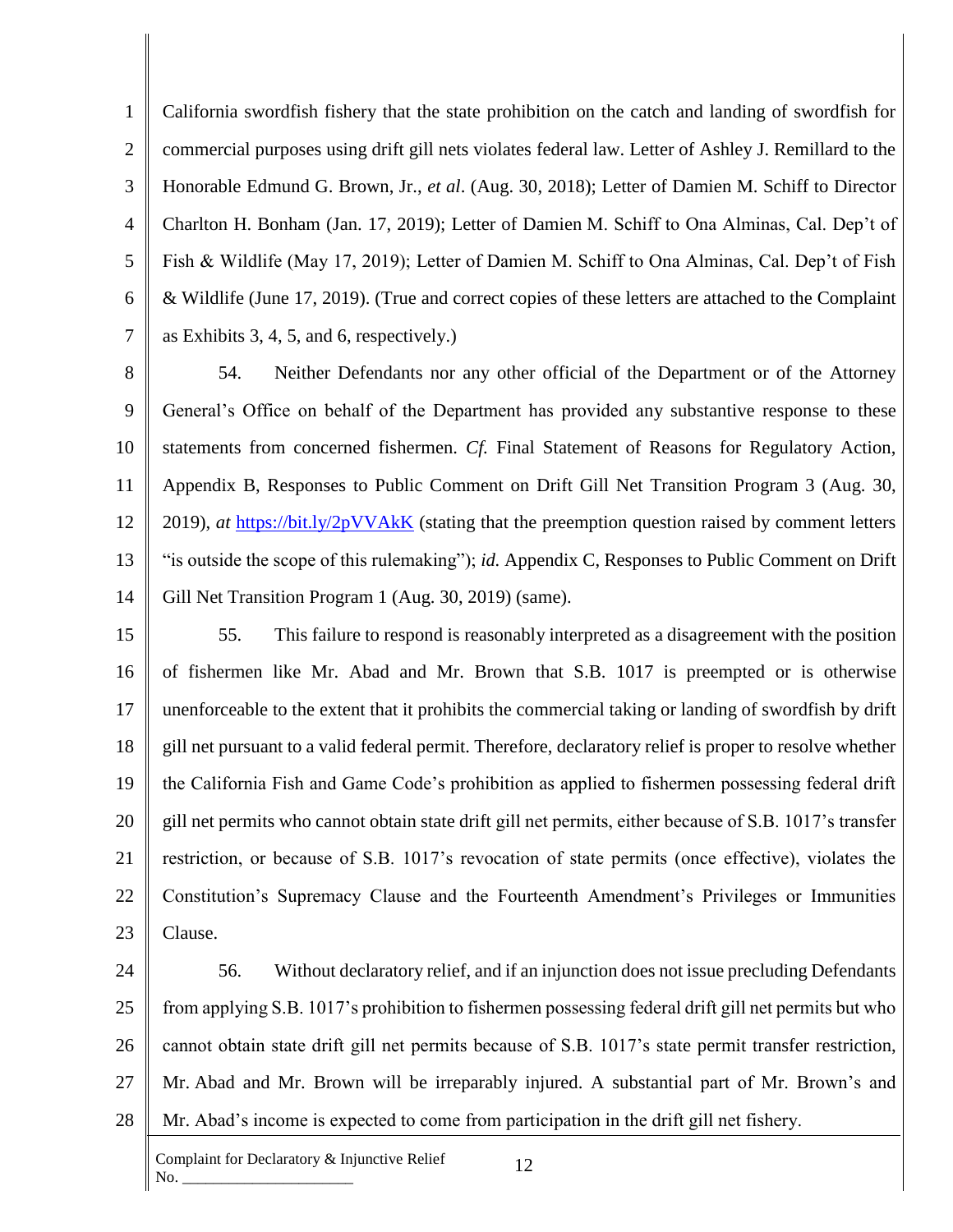California swordfish fishery that the state prohibition on the catch and landing of swordfish for commercial purposes using drift gill nets violates federal law. Letter of Ashley J. Remillard to the Honorable Edmund G. Brown, Jr., *et al*. (Aug. 30, 2018); Letter of Damien M. Schiff to Director Charlton H. Bonham (Jan. 17, 2019); Letter of Damien M. Schiff to Ona Alminas, Cal. Dep't of Fish & Wildlife (May 17, 2019); Letter of Damien M. Schiff to Ona Alminas, Cal. Dep't of Fish & Wildlife (June 17, 2019). (True and correct copies of these letters are attached to the Complaint as Exhibits 3, 4, 5, and 6, respectively.)

54. Neither Defendants nor any other official of the Department or of the Attorney General's Office on behalf of the Department has provided any substantive response to these statements from concerned fishermen. *Cf.* Final Statement of Reasons for Regulatory Action, Appendix B, Responses to Public Comment on Drift Gill Net Transition Program 3 (Aug. 30, 2019), *at* https://bit.ly/2pVVAkK (stating that the preemption question raised by comment letters "is outside the scope of this rulemaking"); *id.* Appendix C, Responses to Public Comment on Drift Gill Net Transition Program 1 (Aug. 30, 2019) (same).

55. This failure to respond is reasonably interpreted as a disagreement with the position of fishermen like Mr. Abad and Mr. Brown that S.B. 1017 is preempted or is otherwise unenforceable to the extent that it prohibits the commercial taking or landing of swordfish by drift gill net pursuant to a valid federal permit. Therefore, declaratory relief is proper to resolve whether the California Fish and Game Code's prohibition as applied to fishermen possessing federal drift gill net permits who cannot obtain state drift gill net permits, either because of S.B. 1017's transfer restriction, or because of S.B. 1017's revocation of state permits (once effective), violates the Constitution's Supremacy Clause and the Fourteenth Amendment's Privileges or Immunities Clause.

56. Without declaratory relief, and if an injunction does not issue precluding Defendants from applying S.B. 1017's prohibition to fishermen possessing federal drift gill net permits but who cannot obtain state drift gill net permits because of S.B. 1017's state permit transfer restriction, Mr. Abad and Mr. Brown will be irreparably injured. A substantial part of Mr. Brown's and Mr. Abad's income is expected to come from participation in the drift gill net fishery.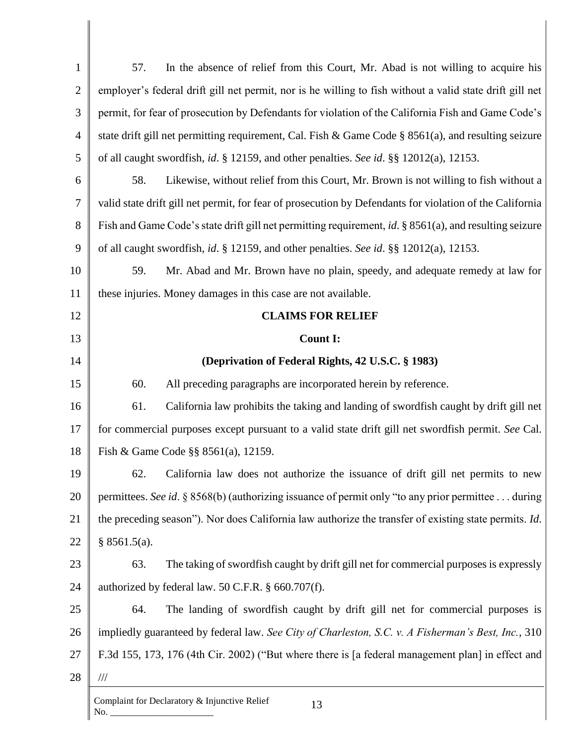57. In the absence of relief from this Court, Mr. Abad is not willing to acquire his employer's federal drift gill net permit, nor is he willing to fish without a valid state drift gill net permit, for fear of prosecution by Defendants for violation of the California Fish and Game Code's state drift gill net permitting requirement, Cal. Fish & Game Code § 8561(a), and resulting seizure of all caught swordfish, *id*. § 12159, and other penalties. *See id*. §§ 12012(a), 12153.

58. Likewise, without relief from this Court, Mr. Brown is not willing to fish without a valid state drift gill net permit, for fear of prosecution by Defendants for violation of the California Fish and Game Code's state drift gill net permitting requirement, *id*. § 8561(a), and resulting seizure of all caught swordfish, *id*. § 12159, and other penalties. *See id*. §§ 12012(a), 12153.

59. Mr. Abad and Mr. Brown have no plain, speedy, and adequate remedy at law for these injuries. Money damages in this case are not available.

**CLAIMS FOR RELIEF**

**Count I:**

**(Deprivation of Federal Rights, 42 U.S.C. § 1983)**

60. All preceding paragraphs are incorporated herein by reference.

61. California law prohibits the taking and landing of swordfish caught by drift gill net for commercial purposes except pursuant to a valid state drift gill net swordfish permit. *See* Cal. Fish & Game Code §§ 8561(a), 12159.

62. California law does not authorize the issuance of drift gill net permits to new permittees. *See id*. § 8568(b) (authorizing issuance of permit only "to any prior permittee . . . during the preceding season"). Nor does California law authorize the transfer of existing state permits. *Id*. § 8561.5(a).

63. The taking of swordfish caught by drift gill net for commercial purposes is expressly authorized by federal law. 50 C.F.R. § 660.707(f).

64. The landing of swordfish caught by drift gill net for commercial purposes is impliedly guaranteed by federal law. *See City of Charleston, S.C. v. A Fisherman's Best, Inc.*, 310 F.3d 155, 173, 176 (4th Cir. 2002) ("But where there is [a federal management plan] in effect and

///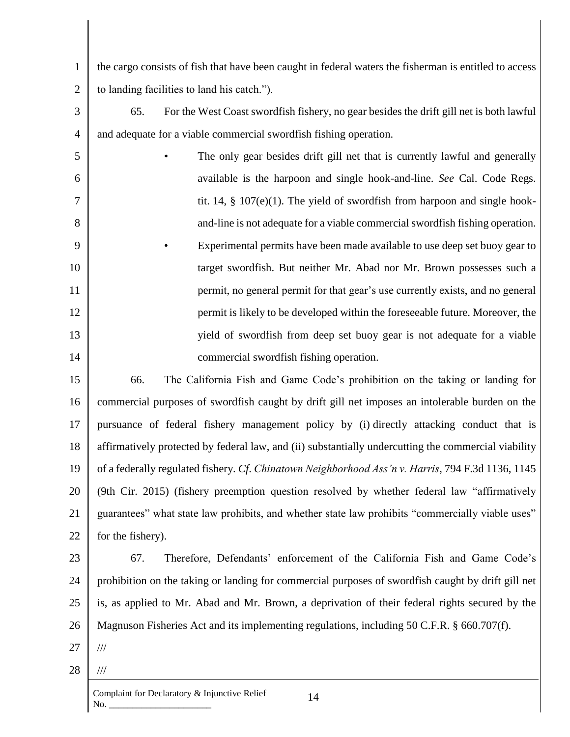the cargo consists of fish that have been caught in federal waters the fisherman is entitled to access to landing facilities to land his catch.").

65. For the West Coast swordfish fishery, no gear besides the drift gill net is both lawful and adequate for a viable commercial swordfish fishing operation.

- The only gear besides drift gill net that is currently lawful and generally available is the harpoon and single hook-and-line. *See* Cal. Code Regs. tit. 14, § 107(e)(1). The yield of swordfish from harpoon and single hook-and-line is not adequate for a viable commercial swordfish fishing operation.
- Experimental permits have been made available to use deep set buoy gear to target swordfish. But neither Mr. Abad nor Mr. Brown possesses such a permit, no general permit for that gear's use currently exists, and no general permit is likely to be developed within the foreseeable future. Moreover, the yield of swordfish from deep set buoy gear is not adequate for a viable commercial swordfish fishing operation.

66. The California Fish and Game Code's prohibition on the taking or landing for commercial purposes of swordfish caught by drift gill net imposes an intolerable burden on the pursuance of federal fishery management policy by (i) directly attacking conduct that is affirmatively protected by federal law, and (ii) substantially undercutting the commercial viability of a federally regulated fishery. *Cf. Chinatown Neighborhood Ass'n v. Harris*, 794 F.3d 1136, 1145 (9th Cir. 2015) (fishery preemption question resolved by whether federal law "affirmatively guarantees" what state law prohibits, and whether state law prohibits "commercially viable uses" for the fishery).

67. Therefore, Defendants' enforcement of the California Fish and Game Code's prohibition on the taking or landing for commercial purposes of swordfish caught by drift gill net is, as applied to Mr. Abad and Mr. Brown, a deprivation of their federal rights secured by the Magnuson Fisheries Act and its implementing regulations, including 50 C.F.R. § 660.707(f).

///

///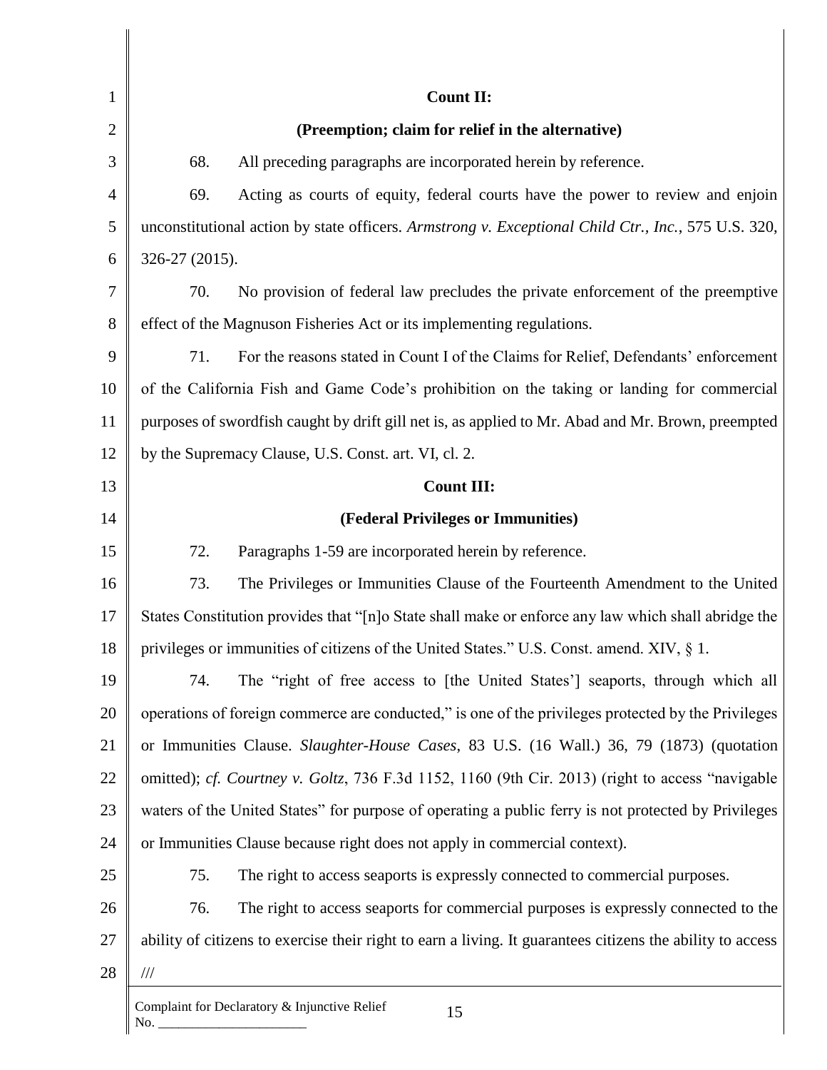**Count II:**

**(Preemption; claim for relief in the alternative)**

68. All preceding paragraphs are incorporated herein by reference.

69. Acting as courts of equity, federal courts have the power to review and enjoin unconstitutional action by state officers. *Armstrong v. Exceptional Child Ctr., Inc.*, 575 U.S. 320, 326-27 (2015).

70. No provision of federal law precludes the private enforcement of the preemptive effect of the Magnuson Fisheries Act or its implementing regulations.

71. For the reasons stated in Count I of the Claims for Relief, Defendants' enforcement of the California Fish and Game Code's prohibition on the taking or landing for commercial purposes of swordfish caught by drift gill net is, as applied to Mr. Abad and Mr. Brown, preempted by the Supremacy Clause, U.S. Const. art. VI, cl. 2.

**Count III:**

**(Federal Privileges or Immunities)**

72. Paragraphs 1-59 are incorporated herein by reference.

73. The Privileges or Immunities Clause of the Fourteenth Amendment to the United States Constitution provides that "[n]o State shall make or enforce any law which shall abridge the privileges or immunities of citizens of the United States." U.S. Const. amend. XIV, § 1.

74. The "right of free access to [the United States'] seaports, through which all operations of foreign commerce are conducted," is one of the privileges protected by the Privileges or Immunities Clause. *Slaughter-House Cases*, 83 U.S. (16 Wall.) 36, 79 (1873) (quotation omitted); *cf. Courtney v. Goltz*, 736 F.3d 1152, 1160 (9th Cir. 2013) (right to access "navigable waters of the United States" for purpose of operating a public ferry is not protected by Privileges or Immunities Clause because right does not apply in commercial context).

75. The right to access seaports is expressly connected to commercial purposes.

76. The right to access seaports for commercial purposes is expressly connected to the ability of citizens to exercise their right to earn a living. It guarantees citizens the ability to access

///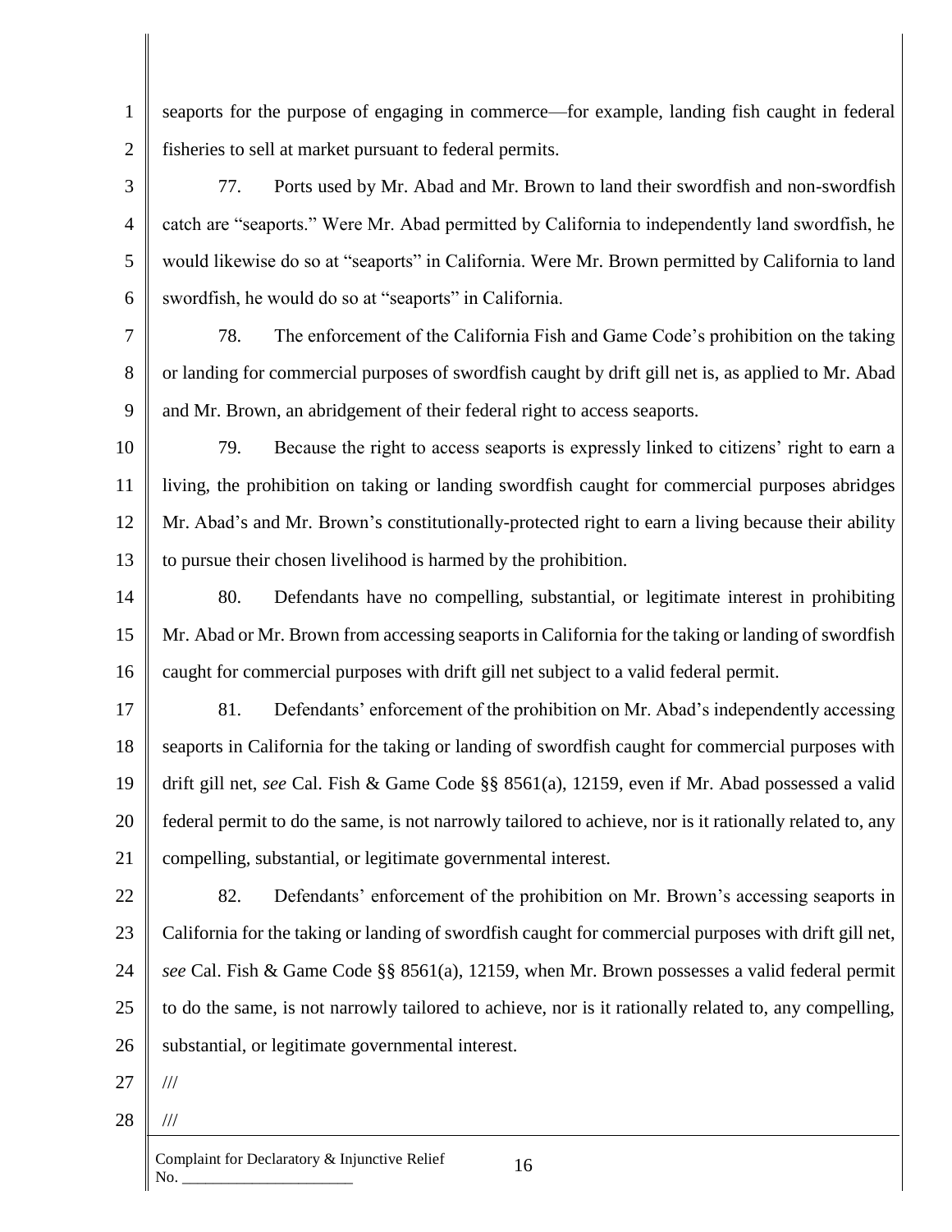seaports for the purpose of engaging in commerce—for example, landing fish caught in federal fisheries to sell at market pursuant to federal permits.

77. Ports used by Mr. Abad and Mr. Brown to land their swordfish and non-swordfish catch are "seaports." Were Mr. Abad permitted by California to independently land swordfish, he would likewise do so at "seaports" in California. Were Mr. Brown permitted by California to land swordfish, he would do so at "seaports" in California.

78. The enforcement of the California Fish and Game Code's prohibition on the taking or landing for commercial purposes of swordfish caught by drift gill net is, as applied to Mr. Abad and Mr. Brown, an abridgement of their federal right to access seaports.

79. Because the right to access seaports is expressly linked to citizens' right to earn a living, the prohibition on taking or landing swordfish caught for commercial purposes abridges Mr. Abad's and Mr. Brown's constitutionally-protected right to earn a living because their ability to pursue their chosen livelihood is harmed by the prohibition.

80. Defendants have no compelling, substantial, or legitimate interest in prohibiting Mr. Abad or Mr. Brown from accessing seaports in California for the taking or landing of swordfish caught for commercial purposes with drift gill net subject to a valid federal permit.

81. Defendants' enforcement of the prohibition on Mr. Abad's independently accessing seaports in California for the taking or landing of swordfish caught for commercial purposes with drift gill net, *see* Cal. Fish & Game Code §§ 8561(a), 12159, even if Mr. Abad possessed a valid federal permit to do the same, is not narrowly tailored to achieve, nor is it rationally related to, any compelling, substantial, or legitimate governmental interest.

82. Defendants' enforcement of the prohibition on Mr. Brown's accessing seaports in California for the taking or landing of swordfish caught for commercial purposes with drift gill net, *see* Cal. Fish & Game Code §§ 8561(a), 12159, when Mr. Brown possesses a valid federal permit to do the same, is not narrowly tailored to achieve, nor is it rationally related to, any compelling, substantial, or legitimate governmental interest.

///

///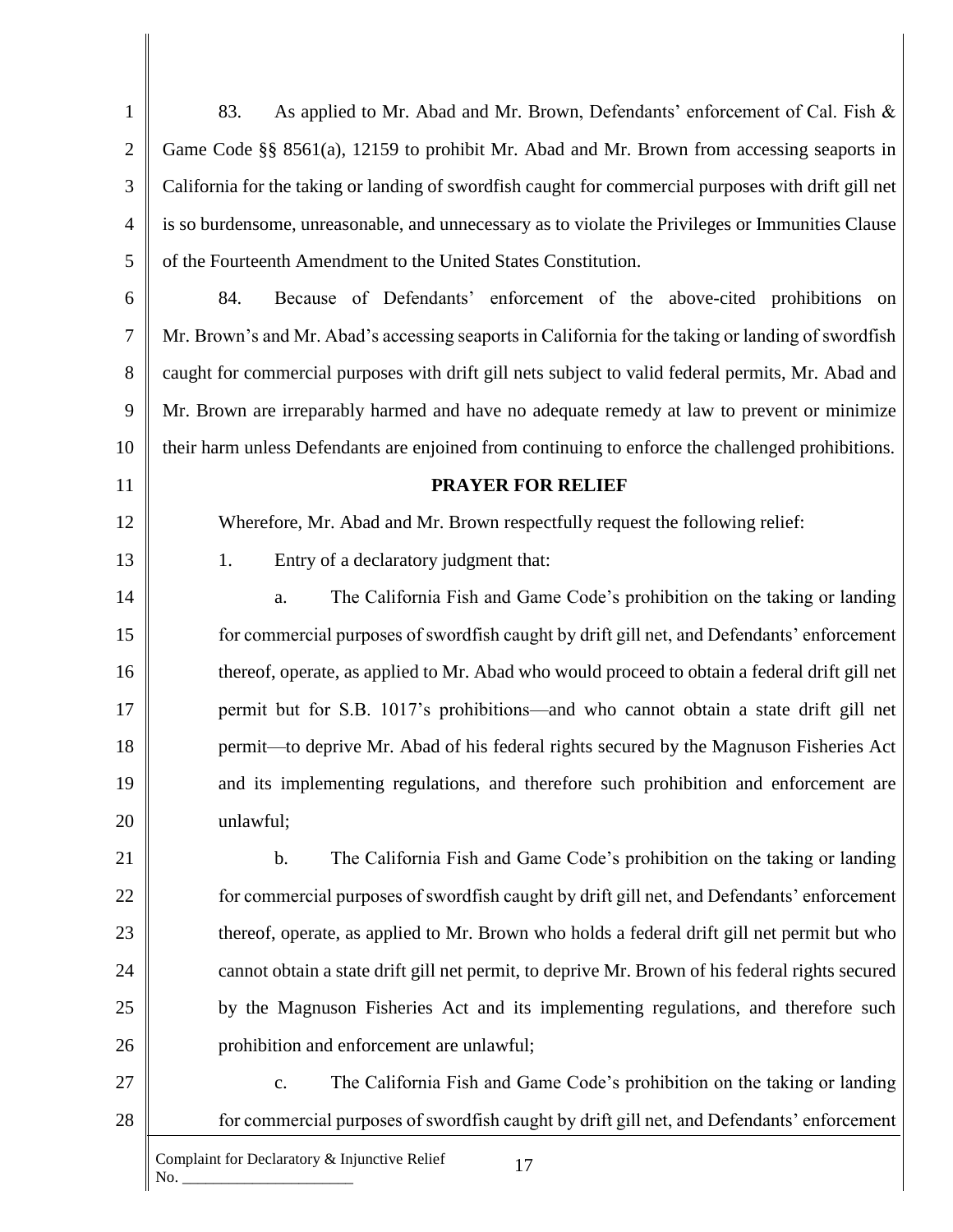83. As applied to Mr. Abad and Mr. Brown, Defendants' enforcement of Cal. Fish & Game Code §§ 8561(a), 12159 to prohibit Mr. Abad and Mr. Brown from accessing seaports in California for the taking or landing of swordfish caught for commercial purposes with drift gill net is so burdensome, unreasonable, and unnecessary as to violate the Privileges or Immunities Clause of the Fourteenth Amendment to the United States Constitution.

84. Because of Defendants' enforcement of the above-cited prohibitions on Mr. Brown's and Mr. Abad's accessing seaports in California for the taking or landing of swordfish caught for commercial purposes with drift gill nets subject to valid federal permits, Mr. Abad and Mr. Brown are irreparably harmed and have no adequate remedy at law to prevent or minimize their harm unless Defendants are enjoined from continuing to enforce the challenged prohibitions.

**PRAYER FOR RELIEF**

Wherefore, Mr. Abad and Mr. Brown respectfully request the following relief:

1. Entry of a declaratory judgment that:

a. The California Fish and Game Code's prohibition on the taking or landing for commercial purposes of swordfish caught by drift gill net, and Defendants' enforcement thereof, operate, as applied to Mr. Abad who would proceed to obtain a federal drift gill net permit but for S.B. 1017's prohibitions—and who cannot obtain a state drift gill net permit—to deprive Mr. Abad of his federal rights secured by the Magnuson Fisheries Act and its implementing regulations, and therefore such prohibition and enforcement are unlawful;

b. The California Fish and Game Code's prohibition on the taking or landing for commercial purposes of swordfish caught by drift gill net, and Defendants' enforcement thereof, operate, as applied to Mr. Brown who holds a federal drift gill net permit but who cannot obtain a state drift gill net permit, to deprive Mr. Brown of his federal rights secured by the Magnuson Fisheries Act and its implementing regulations, and therefore such prohibition and enforcement are unlawful;

c. The California Fish and Game Code's prohibition on the taking or landing for commercial purposes of swordfish caught by drift gill net, and Defendants' enforcement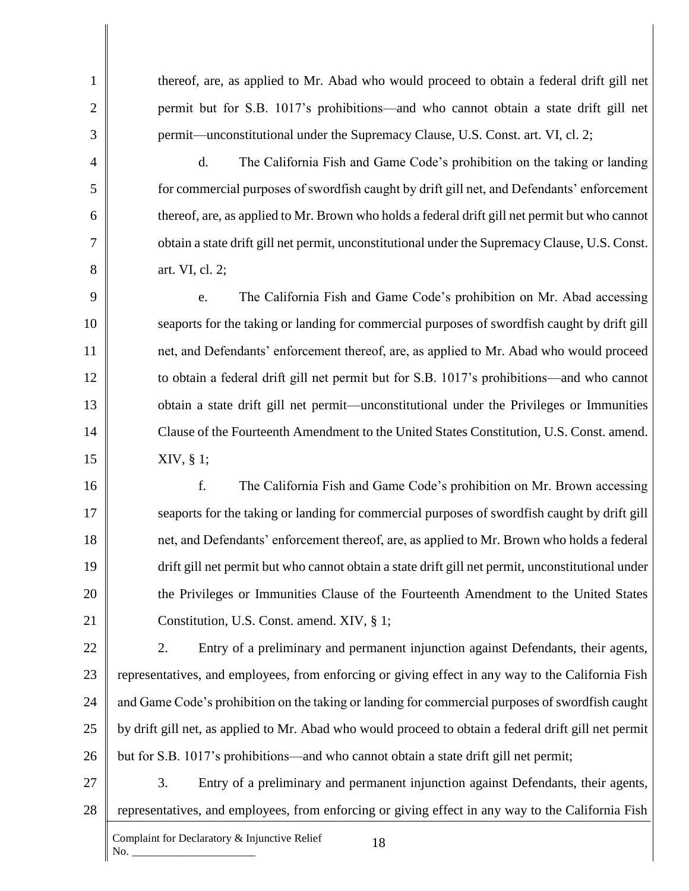thereof, are, as applied to Mr. Abad who would proceed to obtain a federal drift gill net permit but for S.B. 1017's prohibitions—and who cannot obtain a state drift gill net permit—unconstitutional under the Supremacy Clause, U.S. Const. art. VI, cl. 2;

d. The California Fish and Game Code's prohibition on the taking or landing for commercial purposes of swordfish caught by drift gill net, and Defendants' enforcement thereof, are, as applied to Mr. Brown who holds a federal drift gill net permit but who cannot obtain a state drift gill net permit, unconstitutional under the Supremacy Clause, U.S. Const. art. VI, cl. 2;

e. The California Fish and Game Code's prohibition on Mr. Abad accessing seaports for the taking or landing for commercial purposes of swordfish caught by drift gill net, and Defendants' enforcement thereof, are, as applied to Mr. Abad who would proceed to obtain a federal drift gill net permit but for S.B. 1017's prohibitions—and who cannot obtain a state drift gill net permit—unconstitutional under the Privileges or Immunities Clause of the Fourteenth Amendment to the United States Constitution, U.S. Const. amend. XIV, § 1;

f. The California Fish and Game Code's prohibition on Mr. Brown accessing seaports for the taking or landing for commercial purposes of swordfish caught by drift gill net, and Defendants' enforcement thereof, are, as applied to Mr. Brown who holds a federal drift gill net permit but who cannot obtain a state drift gill net permit, unconstitutional under the Privileges or Immunities Clause of the Fourteenth Amendment to the United States Constitution, U.S. Const. amend. XIV, § 1;

2. Entry of a preliminary and permanent injunction against Defendants, their agents, representatives, and employees, from enforcing or giving effect in any way to the California Fish and Game Code's prohibition on the taking or landing for commercial purposes of swordfish caught by drift gill net, as applied to Mr. Abad who would proceed to obtain a federal drift gill net permit but for S.B. 1017's prohibitions—and who cannot obtain a state drift gill net permit;

3. Entry of a preliminary and permanent injunction against Defendants, their agents, representatives, and employees, from enforcing or giving effect in any way to the California Fish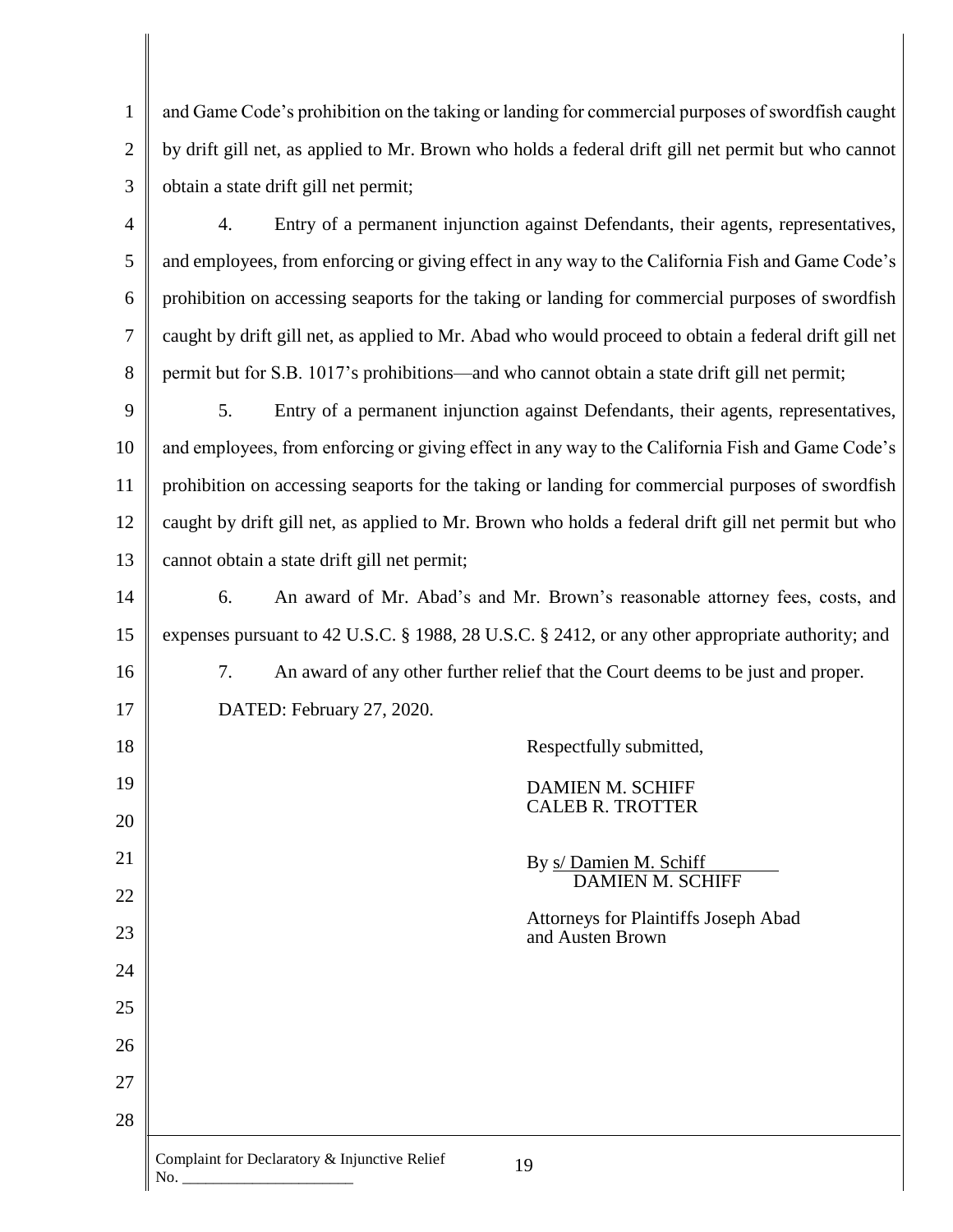and Game Code's prohibition on the taking or landing for commercial purposes of swordfish caught by drift gill net, as applied to Mr. Brown who holds a federal drift gill net permit but who cannot obtain a state drift gill net permit;

4. Entry of a permanent injunction against Defendants, their agents, representatives, and employees, from enforcing or giving effect in any way to the California Fish and Game Code's prohibition on accessing seaports for the taking or landing for commercial purposes of swordfish caught by drift gill net, as applied to Mr. Abad who would proceed to obtain a federal drift gill net permit but for S.B. 1017's prohibitions—and who cannot obtain a state drift gill net permit;

5. Entry of a permanent injunction against Defendants, their agents, representatives, and employees, from enforcing or giving effect in any way to the California Fish and Game Code's prohibition on accessing seaports for the taking or landing for commercial purposes of swordfish caught by drift gill net, as applied to Mr. Brown who holds a federal drift gill net permit but who cannot obtain a state drift gill net permit;

6. An award of Mr. Abad's and Mr. Brown's reasonable attorney fees, costs, and expenses pursuant to 42 U.S.C. § 1988, 28 U.S.C. § 2412, or any other appropriate authority; and

7. An award of any other further relief that the Court deems to be just and proper.

DATED: February 27, 2020.

Respectfully submitted,

DAMIEN M. SCHIFF
CALEB R. TROTTER

By s/ Damien M. Schiff
DAMIEN M. SCHIFF

Attorneys for Plaintiffs Joseph Abad and Austen Brown

Complaint for Declaratory & Injunctive Relief
No. ______________________